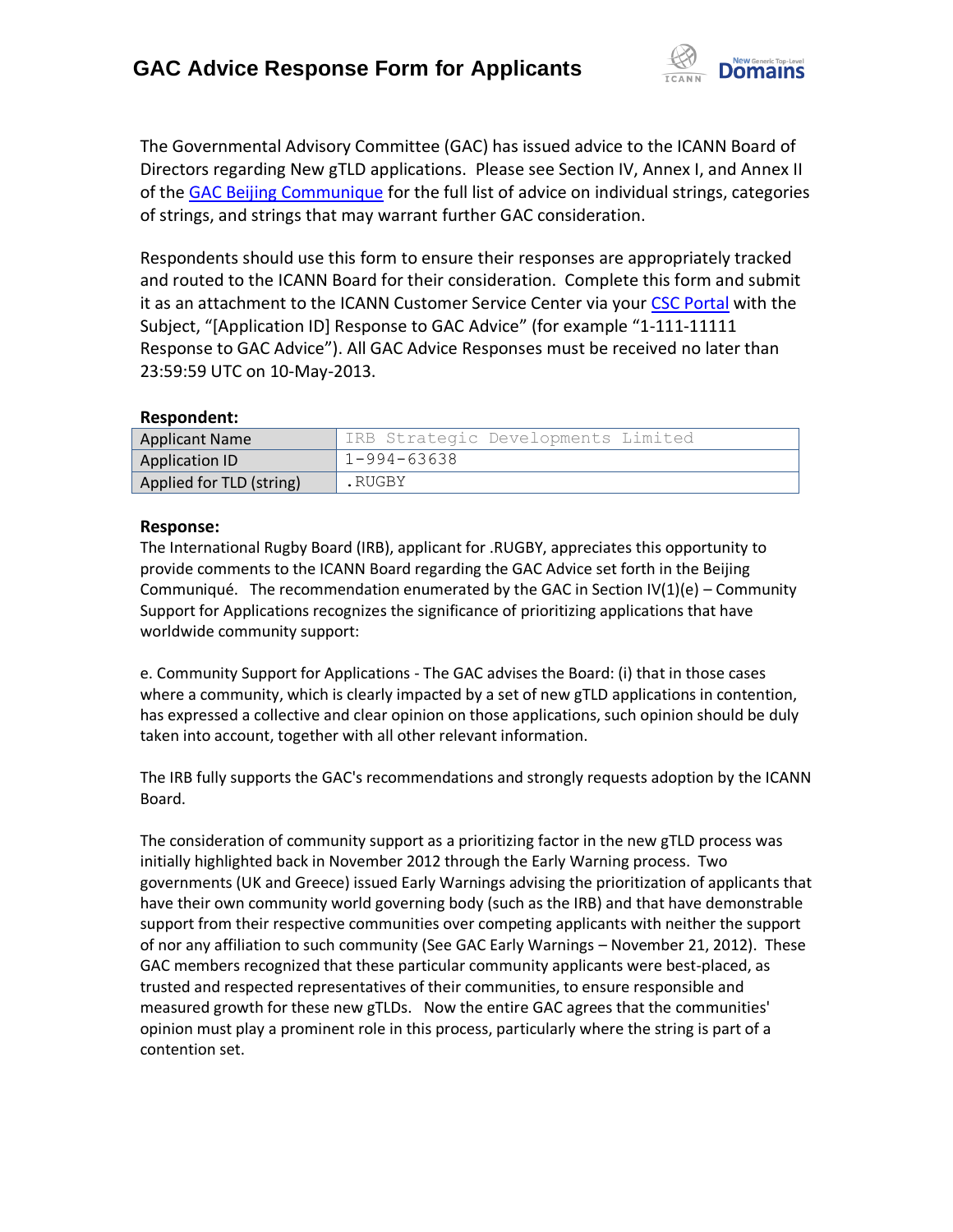# GAC Advice Response Form for Applicants

The Governmental Advisory Committee (GAC) has issued advice to the ICANN Board of Directors regarding New gTLD applications. Please see Section IV, Annex I, and Annex II of the GAC Beijing Communique for the full list of advice on individual strings, categories of strings, and strings that may warrant further GAC consideration.

Respondents should use this form to ensure their responses are appropriately tracked and routed to the ICANN Board for their consideration. Complete this form and submit it as an attachment to the ICANN Customer Service Center via your CSC Portal with the Subject, "[Application ID] Response to GAC Advice" (for example "1-111-11111 Response to GAC Advice"). All GAC Advice Responses must be received no later than 23:59:59 UTC on 10-May-2013.

**Respondent:**

| | |
|---|---|
| Applicant Name | IRB Strategic Developments Limited |
| Application ID | 1-994-63638 |
| Applied for TLD (string) | .RUGBY |

**Response:**

The International Rugby Board (IRB), applicant for .RUGBY, appreciates this opportunity to provide comments to the ICANN Board regarding the GAC Advice set forth in the Beijing Communiqué. The recommendation enumerated by the GAC in Section IV(1)(e) – Community Support for Applications recognizes the significance of prioritizing applications that have worldwide community support:

e. Community Support for Applications - The GAC advises the Board: (i) that in those cases where a community, which is clearly impacted by a set of new gTLD applications in contention, has expressed a collective and clear opinion on those applications, such opinion should be duly taken into account, together with all other relevant information.

The IRB fully supports the GAC's recommendations and strongly requests adoption by the ICANN Board.

The consideration of community support as a prioritizing factor in the new gTLD process was initially highlighted back in November 2012 through the Early Warning process. Two governments (UK and Greece) issued Early Warnings advising the prioritization of applicants that have their own community world governing body (such as the IRB) and that have demonstrable support from their respective communities over competing applicants with neither the support of nor any affiliation to such community (See GAC Early Warnings – November 21, 2012). These GAC members recognized that these particular community applicants were best-placed, as trusted and respected representatives of their communities, to ensure responsible and measured growth for these new gTLDs. Now the entire GAC agrees that the communities' opinion must play a prominent role in this process, particularly where the string is part of a contention set.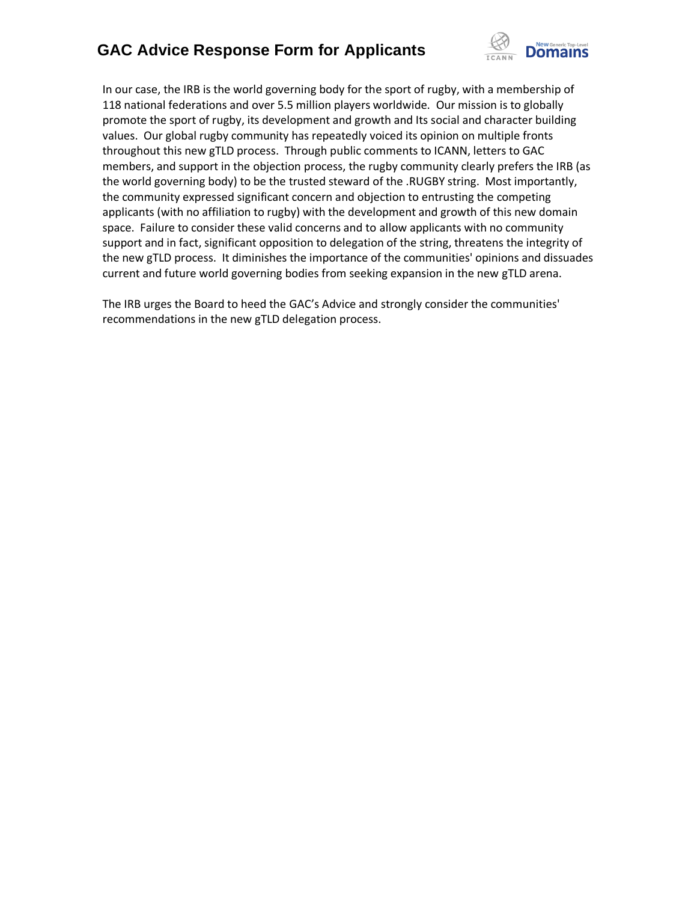In our case, the IRB is the world governing body for the sport of rugby, with a membership of 118 national federations and over 5.5 million players worldwide. Our mission is to globally promote the sport of rugby, its development and growth and Its social and character building values. Our global rugby community has repeatedly voiced its opinion on multiple fronts throughout this new gTLD process. Through public comments to ICANN, letters to GAC members, and support in the objection process, the rugby community clearly prefers the IRB (as the world governing body) to be the trusted steward of the .RUGBY string. Most importantly, the community expressed significant concern and objection to entrusting the competing applicants (with no affiliation to rugby) with the development and growth of this new domain space. Failure to consider these valid concerns and to allow applicants with no community support and in fact, significant opposition to delegation of the string, threatens the integrity of the new gTLD process. It diminishes the importance of the communities' opinions and dissuades current and future world governing bodies from seeking expansion in the new gTLD arena.

The IRB urges the Board to heed the GAC's Advice and strongly consider the communities' recommendations in the new gTLD delegation process.